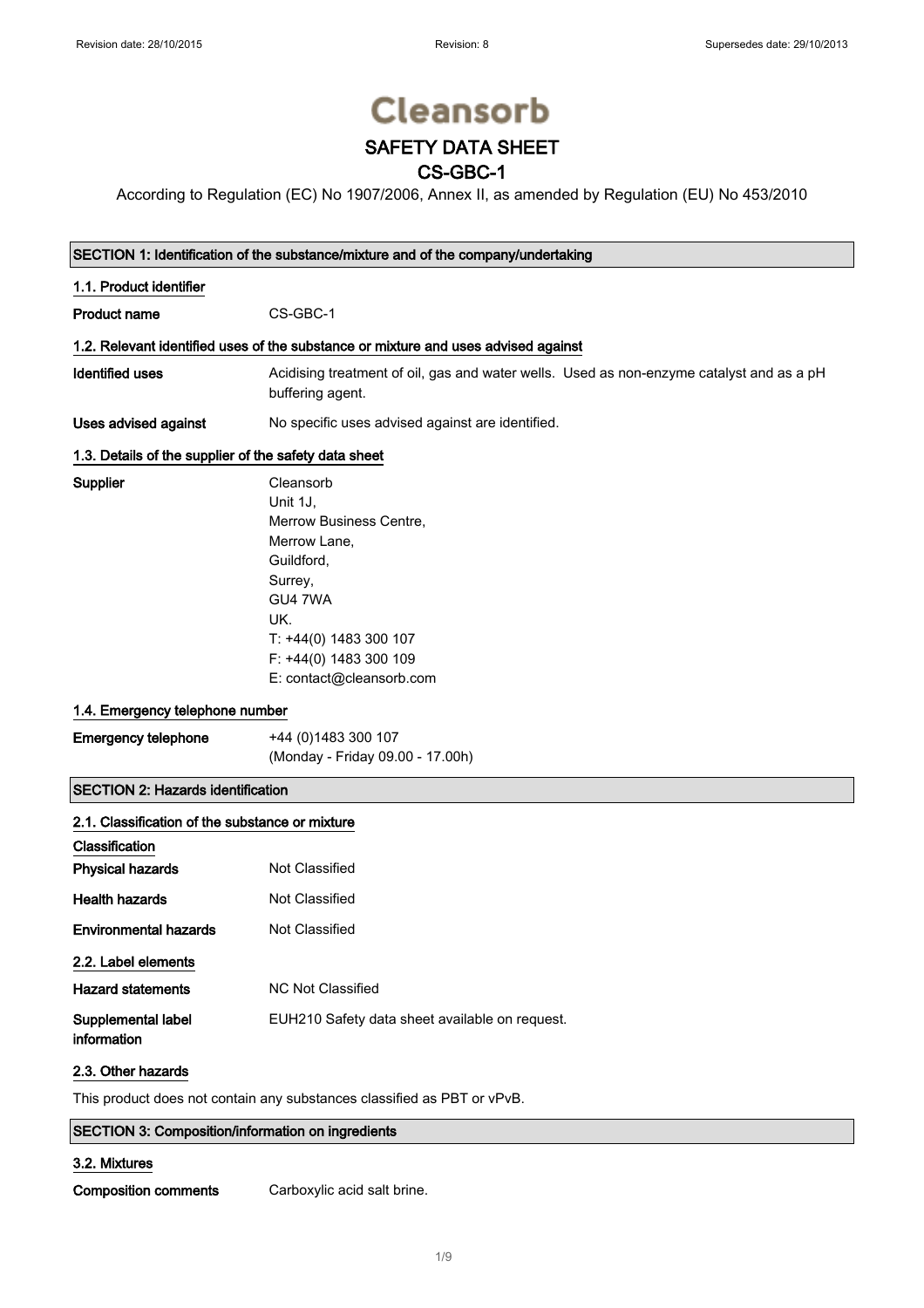Revision date: 28/10/2015 | Revision: 8 | Supersedes date: 29/10/2013

# Cleansorb

## SAFETY DATA SHEET
## CS-GBC-1

According to Regulation (EC) No 1907/2006, Annex II, as amended by Regulation (EU) No 453/2010

### SECTION 1: Identification of the substance/mixture and of the company/undertaking

#### 1.1. Product identifier

**Product name** CS-GBC-1

#### 1.2. Relevant identified uses of the substance or mixture and uses advised against

**Identified uses** Acidising treatment of oil, gas and water wells. Used as non-enzyme catalyst and as a pH buffering agent.

**Uses advised against** No specific uses advised against are identified.

#### 1.3. Details of the supplier of the safety data sheet

**Supplier**
Cleansorb
Unit 1J,
Merrow Business Centre,
Merrow Lane,
Guildford,
Surrey,
GU4 7WA
UK.
T: +44(0) 1483 300 107
F: +44(0) 1483 300 109
E: contact@cleansorb.com

#### 1.4. Emergency telephone number

**Emergency telephone** +44 (0)1483 300 107
(Monday - Friday 09.00 - 17.00h)

### SECTION 2: Hazards identification

#### 2.1. Classification of the substance or mixture

**Classification**

**Physical hazards** Not Classified

**Health hazards** Not Classified

**Environmental hazards** Not Classified

#### 2.2. Label elements

**Hazard statements** NC Not Classified

**Supplemental label information** EUH210 Safety data sheet available on request.

#### 2.3. Other hazards

This product does not contain any substances classified as PBT or vPvB.

### SECTION 3: Composition/information on ingredients

#### 3.2. Mixtures

**Composition comments** Carboxylic acid salt brine.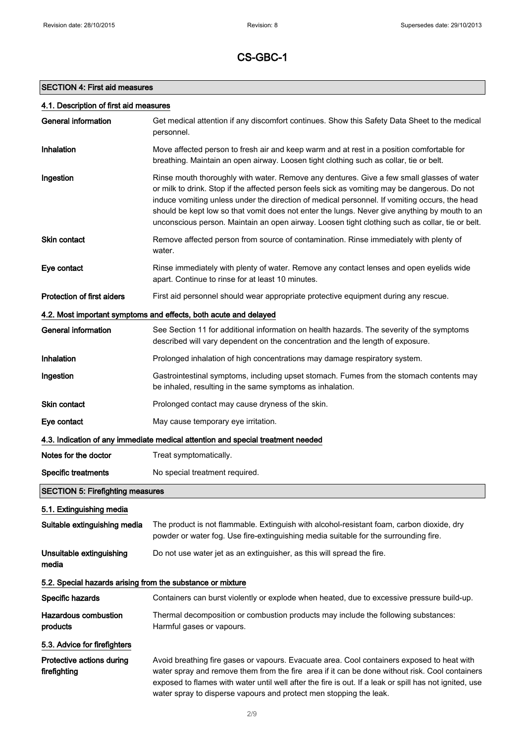# CS-GBC-1

## SECTION 4: First aid measures

### 4.1. Description of first aid measures

| | |
|---|---|
| **General information** | Get medical attention if any discomfort continues. Show this Safety Data Sheet to the medical personnel. |
| **Inhalation** | Move affected person to fresh air and keep warm and at rest in a position comfortable for breathing. Maintain an open airway. Loosen tight clothing such as collar, tie or belt. |
| **Ingestion** | Rinse mouth thoroughly with water. Remove any dentures. Give a few small glasses of water or milk to drink. Stop if the affected person feels sick as vomiting may be dangerous. Do not induce vomiting unless under the direction of medical personnel. If vomiting occurs, the head should be kept low so that vomit does not enter the lungs. Never give anything by mouth to an unconscious person. Maintain an open airway. Loosen tight clothing such as collar, tie or belt. |
| **Skin contact** | Remove affected person from source of contamination. Rinse immediately with plenty of water. |
| **Eye contact** | Rinse immediately with plenty of water. Remove any contact lenses and open eyelids wide apart. Continue to rinse for at least 10 minutes. |
| **Protection of first aiders** | First aid personnel should wear appropriate protective equipment during any rescue. |

### 4.2. Most important symptoms and effects, both acute and delayed

| | |
|---|---|
| **General information** | See Section 11 for additional information on health hazards. The severity of the symptoms described will vary dependent on the concentration and the length of exposure. |
| **Inhalation** | Prolonged inhalation of high concentrations may damage respiratory system. |
| **Ingestion** | Gastrointestinal symptoms, including upset stomach. Fumes from the stomach contents may be inhaled, resulting in the same symptoms as inhalation. |
| **Skin contact** | Prolonged contact may cause dryness of the skin. |
| **Eye contact** | May cause temporary eye irritation. |

### 4.3. Indication of any immediate medical attention and special treatment needed

| | |
|---|---|
| **Notes for the doctor** | Treat symptomatically. |
| **Specific treatments** | No special treatment required. |

## SECTION 5: Firefighting measures

### 5.1. Extinguishing media

| | |
|---|---|
| **Suitable extinguishing media** | The product is not flammable. Extinguish with alcohol-resistant foam, carbon dioxide, dry powder or water fog. Use fire-extinguishing media suitable for the surrounding fire. |
| **Unsuitable extinguishing media** | Do not use water jet as an extinguisher, as this will spread the fire. |

### 5.2. Special hazards arising from the substance or mixture

| | |
|---|---|
| **Specific hazards** | Containers can burst violently or explode when heated, due to excessive pressure build-up. |
| **Hazardous combustion products** | Thermal decomposition or combustion products may include the following substances: Harmful gases or vapours. |

### 5.3. Advice for firefighters

| | |
|---|---|
| **Protective actions during firefighting** | Avoid breathing fire gases or vapours. Evacuate area. Cool containers exposed to heat with water spray and remove them from the fire area if it can be done without risk. Cool containers exposed to flames with water until well after the fire is out. If a leak or spill has not ignited, use water spray to disperse vapours and protect men stopping the leak. |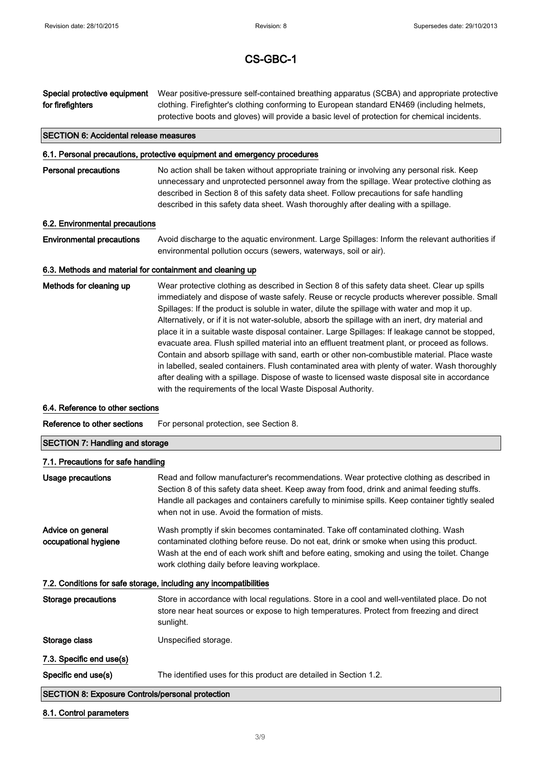# CS-GBC-1

**Special protective equipment for firefighters**
Wear positive-pressure self-contained breathing apparatus (SCBA) and appropriate protective clothing. Firefighter's clothing conforming to European standard EN469 (including helmets, protective boots and gloves) will provide a basic level of protection for chemical incidents.

## SECTION 6: Accidental release measures

### 6.1. Personal precautions, protective equipment and emergency procedures

**Personal precautions**
No action shall be taken without appropriate training or involving any personal risk. Keep unnecessary and unprotected personnel away from the spillage. Wear protective clothing as described in Section 8 of this safety data sheet. Follow precautions for safe handling described in this safety data sheet. Wash thoroughly after dealing with a spillage.

### 6.2. Environmental precautions

**Environmental precautions**
Avoid discharge to the aquatic environment. Large Spillages: Inform the relevant authorities if environmental pollution occurs (sewers, waterways, soil or air).

### 6.3. Methods and material for containment and cleaning up

**Methods for cleaning up**
Wear protective clothing as described in Section 8 of this safety data sheet. Clear up spills immediately and dispose of waste safely. Reuse or recycle products wherever possible. Small Spillages: If the product is soluble in water, dilute the spillage with water and mop it up. Alternatively, or if it is not water-soluble, absorb the spillage with an inert, dry material and place it in a suitable waste disposal container. Large Spillages: If leakage cannot be stopped, evacuate area. Flush spilled material into an effluent treatment plant, or proceed as follows. Contain and absorb spillage with sand, earth or other non-combustible material. Place waste in labelled, sealed containers. Flush contaminated area with plenty of water. Wash thoroughly after dealing with a spillage. Dispose of waste to licensed waste disposal site in accordance with the requirements of the local Waste Disposal Authority.

### 6.4. Reference to other sections

**Reference to other sections**
For personal protection, see Section 8.

## SECTION 7: Handling and storage

### 7.1. Precautions for safe handling

**Usage precautions**
Read and follow manufacturer's recommendations. Wear protective clothing as described in Section 8 of this safety data sheet. Keep away from food, drink and animal feeding stuffs. Handle all packages and containers carefully to minimise spills. Keep container tightly sealed when not in use. Avoid the formation of mists.

**Advice on general occupational hygiene**
Wash promptly if skin becomes contaminated. Take off contaminated clothing. Wash contaminated clothing before reuse. Do not eat, drink or smoke when using this product. Wash at the end of each work shift and before eating, smoking and using the toilet. Change work clothing daily before leaving workplace.

### 7.2. Conditions for safe storage, including any incompatibilities

**Storage precautions**
Store in accordance with local regulations. Store in a cool and well-ventilated place. Do not store near heat sources or expose to high temperatures. Protect from freezing and direct sunlight.

**Storage class**
Unspecified storage.

### 7.3. Specific end use(s)

**Specific end use(s)**
The identified uses for this product are detailed in Section 1.2.

## SECTION 8: Exposure Controls/personal protection

### 8.1. Control parameters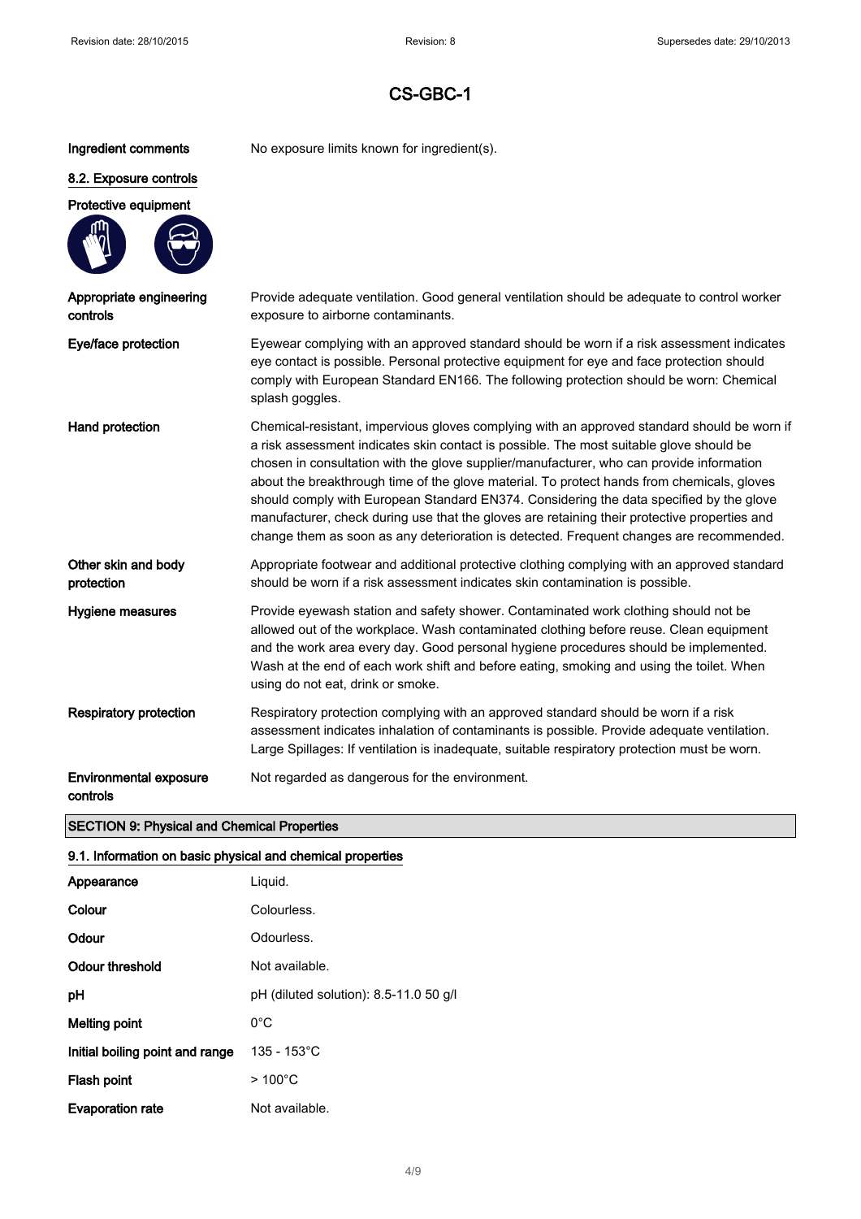# CS-GBC-1

| | |
|---|---|
| **Ingredient comments** | No exposure limits known for ingredient(s). |

## 8.2. Exposure controls

**Protective equipment**

| | |
|---|---|
| **Appropriate engineering controls** | Provide adequate ventilation. Good general ventilation should be adequate to control worker exposure to airborne contaminants. |
| **Eye/face protection** | Eyewear complying with an approved standard should be worn if a risk assessment indicates eye contact is possible. Personal protective equipment for eye and face protection should comply with European Standard EN166. The following protection should be worn: Chemical splash goggles. |
| **Hand protection** | Chemical-resistant, impervious gloves complying with an approved standard should be worn if a risk assessment indicates skin contact is possible. The most suitable glove should be chosen in consultation with the glove supplier/manufacturer, who can provide information about the breakthrough time of the glove material. To protect hands from chemicals, gloves should comply with European Standard EN374. Considering the data specified by the glove manufacturer, check during use that the gloves are retaining their protective properties and change them as soon as any deterioration is detected. Frequent changes are recommended. |
| **Other skin and body protection** | Appropriate footwear and additional protective clothing complying with an approved standard should be worn if a risk assessment indicates skin contamination is possible. |
| **Hygiene measures** | Provide eyewash station and safety shower. Contaminated work clothing should not be allowed out of the workplace. Wash contaminated clothing before reuse. Clean equipment and the work area every day. Good personal hygiene procedures should be implemented. Wash at the end of each work shift and before eating, smoking and using the toilet. When using do not eat, drink or smoke. |
| **Respiratory protection** | Respiratory protection complying with an approved standard should be worn if a risk assessment indicates inhalation of contaminants is possible. Provide adequate ventilation. Large Spillages: If ventilation is inadequate, suitable respiratory protection must be worn. |
| **Environmental exposure controls** | Not regarded as dangerous for the environment. |

## SECTION 9: Physical and Chemical Properties

### 9.1. Information on basic physical and chemical properties

| | |
|---|---|
| **Appearance** | Liquid. |
| **Colour** | Colourless. |
| **Odour** | Odourless. |
| **Odour threshold** | Not available. |
| **pH** | pH (diluted solution): 8.5-11.0 50 g/l |
| **Melting point** | 0°C |
| **Initial boiling point and range** | 135 - 153°C |
| **Flash point** | > 100°C |
| **Evaporation rate** | Not available. |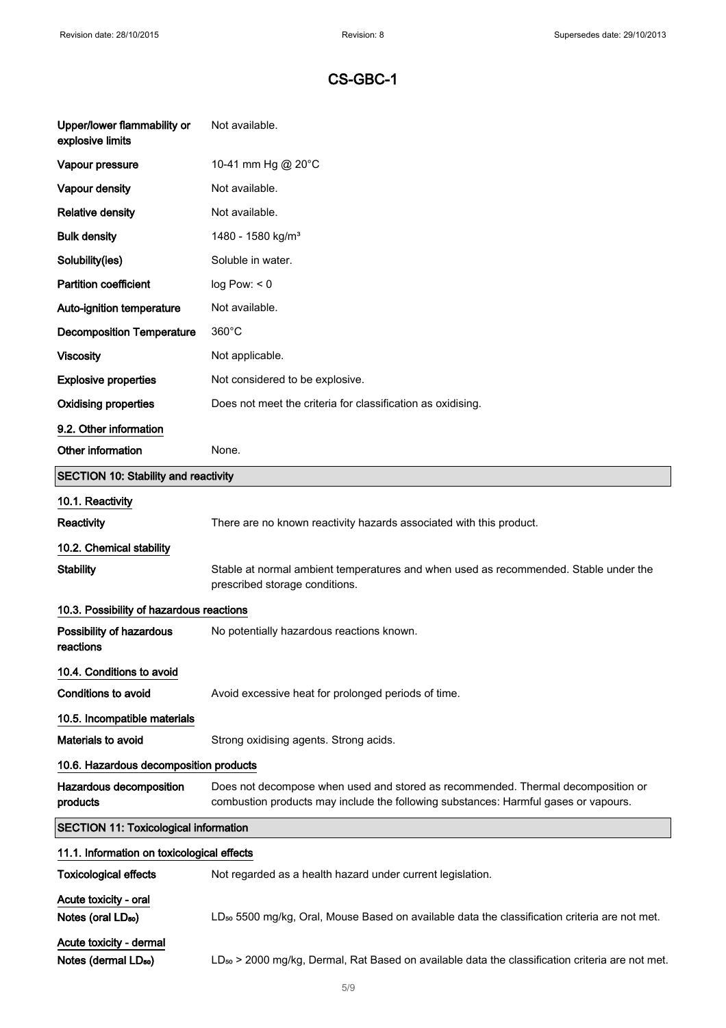# CS-GBC-1

| | |
|---|---|
| **Upper/lower flammability or explosive limits** | Not available. |
| **Vapour pressure** | 10-41 mm Hg @ 20°C |
| **Vapour density** | Not available. |
| **Relative density** | Not available. |
| **Bulk density** | 1480 - 1580 kg/m³ |
| **Solubility(ies)** | Soluble in water. |
| **Partition coefficient** | log Pow: < 0 |
| **Auto-ignition temperature** | Not available. |
| **Decomposition Temperature** | 360°C |
| **Viscosity** | Not applicable. |
| **Explosive properties** | Not considered to be explosive. |
| **Oxidising properties** | Does not meet the criteria for classification as oxidising. |

### 9.2. Other information

**Other information** None.

## SECTION 10: Stability and reactivity

### 10.1. Reactivity

**Reactivity** There are no known reactivity hazards associated with this product.

### 10.2. Chemical stability

**Stability** Stable at normal ambient temperatures and when used as recommended. Stable under the prescribed storage conditions.

### 10.3. Possibility of hazardous reactions

**Possibility of hazardous reactions** No potentially hazardous reactions known.

### 10.4. Conditions to avoid

**Conditions to avoid** Avoid excessive heat for prolonged periods of time.

### 10.5. Incompatible materials

**Materials to avoid** Strong oxidising agents. Strong acids.

### 10.6. Hazardous decomposition products

**Hazardous decomposition products** Does not decompose when used and stored as recommended. Thermal decomposition or combustion products may include the following substances: Harmful gases or vapours.

## SECTION 11: Toxicological information

### 11.1. Information on toxicological effects

**Toxicological effects** Not regarded as a health hazard under current legislation.

**Acute toxicity - oral**

**Notes (oral $LD_{50}$)** $LD_{50}$ 5500 mg/kg, Oral, Mouse Based on available data the classification criteria are not met.

**Acute toxicity - dermal**

**Notes (dermal $LD_{50}$)** $LD_{50}$ > 2000 mg/kg, Dermal, Rat Based on available data the classification criteria are not met.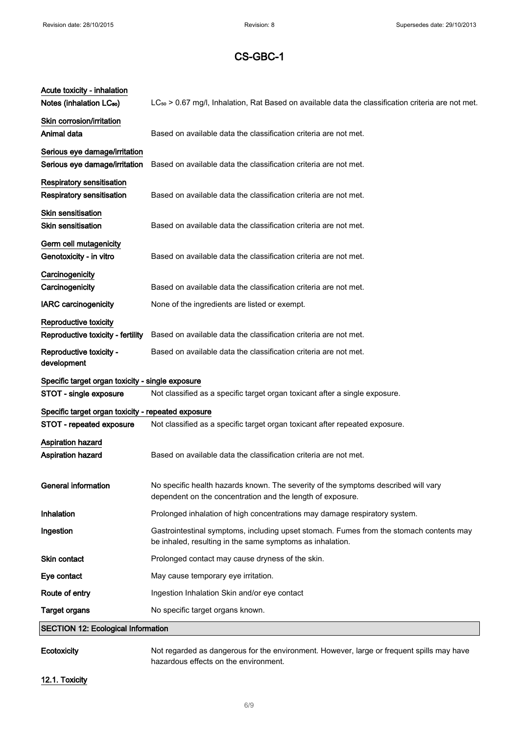# CS-GBC-1

**Acute toxicity - inhalation**

**Notes (inhalation $LC_{50}$)** $LC_{50}$ > 0.67 mg/l, Inhalation, Rat Based on available data the classification criteria are not met.

**Skin corrosion/irritation**

**Animal data** Based on available data the classification criteria are not met.

**Serious eye damage/irritation**

**Serious eye damage/irritation** Based on available data the classification criteria are not met.

**Respiratory sensitisation**

**Respiratory sensitisation** Based on available data the classification criteria are not met.

**Skin sensitisation**

**Skin sensitisation** Based on available data the classification criteria are not met.

**Germ cell mutagenicity**

**Genotoxicity - in vitro** Based on available data the classification criteria are not met.

**Carcinogenicity**

**Carcinogenicity** Based on available data the classification criteria are not met.

**IARC carcinogenicity** None of the ingredients are listed or exempt.

**Reproductive toxicity**

**Reproductive toxicity - fertility** Based on available data the classification criteria are not met.

**Reproductive toxicity - development** Based on available data the classification criteria are not met.

**Specific target organ toxicity - single exposure**

**STOT - single exposure** Not classified as a specific target organ toxicant after a single exposure.

**Specific target organ toxicity - repeated exposure**

**STOT - repeated exposure** Not classified as a specific target organ toxicant after repeated exposure.

**Aspiration hazard**

**Aspiration hazard** Based on available data the classification criteria are not met.

**General information** No specific health hazards known. The severity of the symptoms described will vary dependent on the concentration and the length of exposure.

**Inhalation** Prolonged inhalation of high concentrations may damage respiratory system.

**Ingestion** Gastrointestinal symptoms, including upset stomach. Fumes from the stomach contents may be inhaled, resulting in the same symptoms as inhalation.

**Skin contact** Prolonged contact may cause dryness of the skin.

**Eye contact** May cause temporary eye irritation.

**Route of entry** Ingestion Inhalation Skin and/or eye contact

**Target organs** No specific target organs known.

## SECTION 12: Ecological Information

**Ecotoxicity** Not regarded as dangerous for the environment. However, large or frequent spills may have hazardous effects on the environment.

### 12.1. Toxicity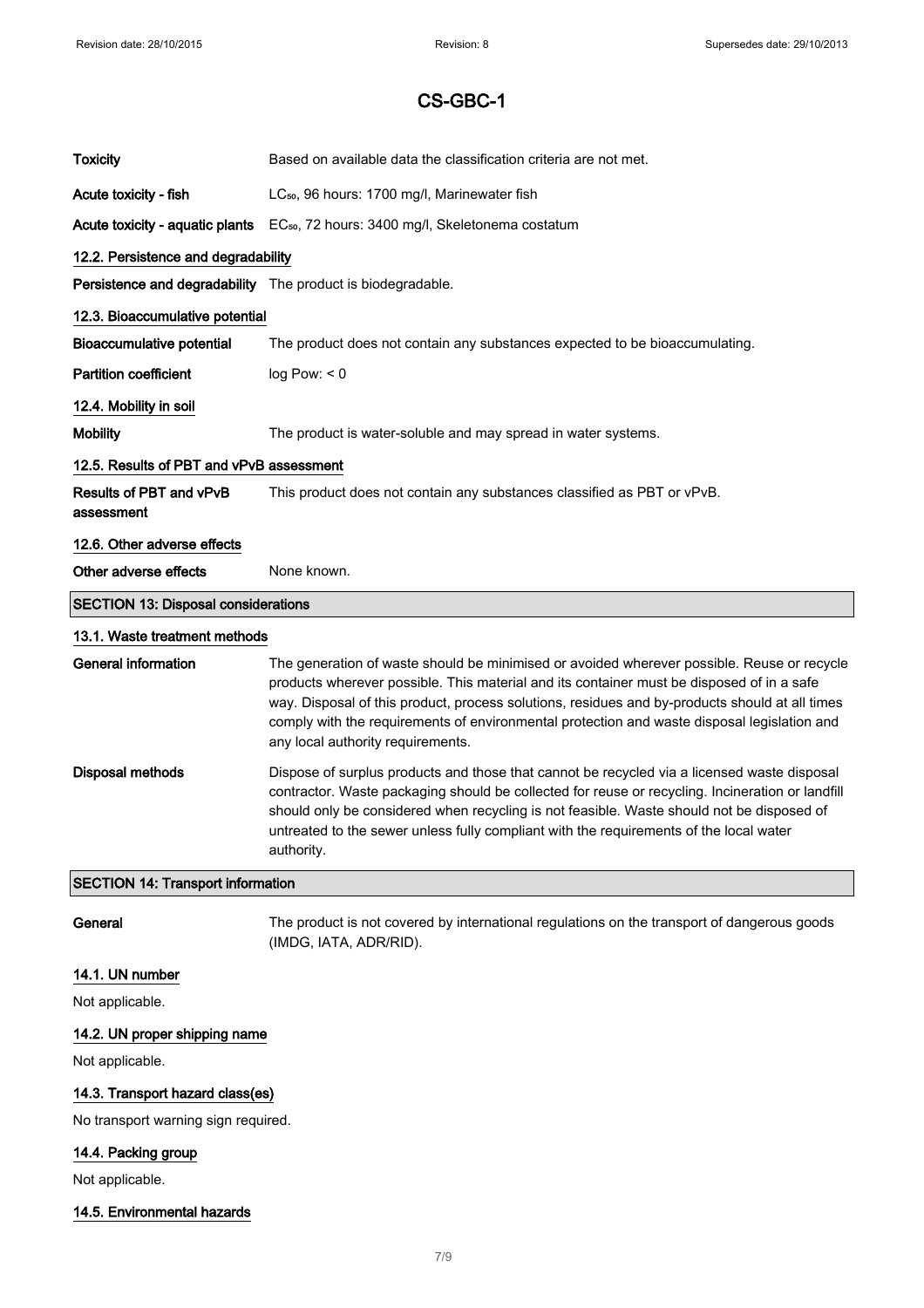# CS-GBC-1

| | |
|---|---|
| **Toxicity** | Based on available data the classification criteria are not met. |
| **Acute toxicity - fish** | $LC_{50}$, 96 hours: 1700 mg/l, Marinewater fish |
| **Acute toxicity - aquatic plants** | $EC_{50}$, 72 hours: 3400 mg/l, Skeletonema costatum |

### 12.2. Persistence and degradability

| | |
|---|---|
| **Persistence and degradability** | The product is biodegradable. |

### 12.3. Bioaccumulative potential

| | |
|---|---|
| **Bioaccumulative potential** | The product does not contain any substances expected to be bioaccumulating. |
| **Partition coefficient** | log Pow: < 0 |

### 12.4. Mobility in soil

| | |
|---|---|
| **Mobility** | The product is water-soluble and may spread in water systems. |

### 12.5. Results of PBT and vPvB assessment

| | |
|---|---|
| **Results of PBT and vPvB assessment** | This product does not contain any substances classified as PBT or vPvB. |

### 12.6. Other adverse effects

| | |
|---|---|
| **Other adverse effects** | None known. |

## SECTION 13: Disposal considerations

### 13.1. Waste treatment methods

| | |
|---|---|
| **General information** | The generation of waste should be minimised or avoided wherever possible. Reuse or recycle products wherever possible. This material and its container must be disposed of in a safe way. Disposal of this product, process solutions, residues and by-products should at all times comply with the requirements of environmental protection and waste disposal legislation and any local authority requirements. |
| **Disposal methods** | Dispose of surplus products and those that cannot be recycled via a licensed waste disposal contractor. Waste packaging should be collected for reuse or recycling. Incineration or landfill should only be considered when recycling is not feasible. Waste should not be disposed of untreated to the sewer unless fully compliant with the requirements of the local water authority. |

## SECTION 14: Transport information

| | |
|---|---|
| **General** | The product is not covered by international regulations on the transport of dangerous goods (IMDG, IATA, ADR/RID). |

### 14.1. UN number

Not applicable.

### 14.2. UN proper shipping name

Not applicable.

### 14.3. Transport hazard class(es)

No transport warning sign required.

### 14.4. Packing group

Not applicable.

### 14.5. Environmental hazards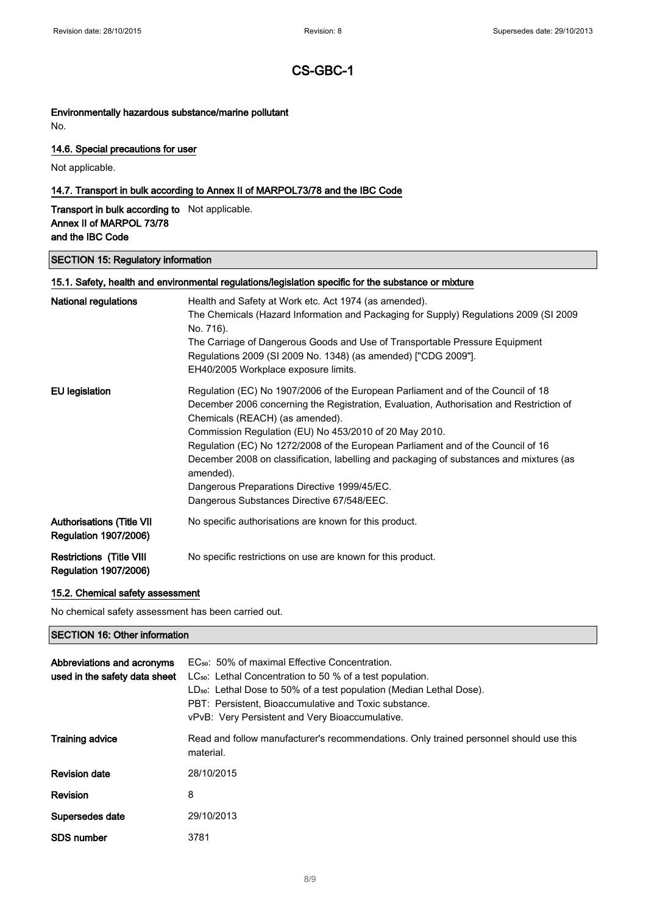**Environmentally hazardous substance/marine pollutant**

No.

### 14.6. Special precautions for user

Not applicable.

### 14.7. Transport in bulk according to Annex II of MARPOL73/78 and the IBC Code

| | |
|---|---|
| **Transport in bulk according to Annex II of MARPOL 73/78 and the IBC Code** | Not applicable. |

## SECTION 15: Regulatory information

### 15.1. Safety, health and environmental regulations/legislation specific for the substance or mixture

| | |
|---|---|
| **National regulations** | Health and Safety at Work etc. Act 1974 (as amended).<br>The Chemicals (Hazard Information and Packaging for Supply) Regulations 2009 (SI 2009 No. 716).<br>The Carriage of Dangerous Goods and Use of Transportable Pressure Equipment Regulations 2009 (SI 2009 No. 1348) (as amended) ["CDG 2009"].<br>EH40/2005 Workplace exposure limits. |
| **EU legislation** | Regulation (EC) No 1907/2006 of the European Parliament and of the Council of 18 December 2006 concerning the Registration, Evaluation, Authorisation and Restriction of Chemicals (REACH) (as amended).<br>Commission Regulation (EU) No 453/2010 of 20 May 2010.<br>Regulation (EC) No 1272/2008 of the European Parliament and of the Council of 16 December 2008 on classification, labelling and packaging of substances and mixtures (as amended).<br>Dangerous Preparations Directive 1999/45/EC.<br>Dangerous Substances Directive 67/548/EEC. |
| **Authorisations (Title VII Regulation 1907/2006)** | No specific authorisations are known for this product. |
| **Restrictions (Title VIII Regulation 1907/2006)** | No specific restrictions on use are known for this product. |

### 15.2. Chemical safety assessment

No chemical safety assessment has been carried out.

## SECTION 16: Other information

| | |
|---|---|
| **Abbreviations and acronyms used in the safety data sheet** | $EC_{50}$: 50% of maximal Effective Concentration.<br>$LC_{50}$: Lethal Concentration to 50 % of a test population.<br>$LD_{50}$: Lethal Dose to 50% of a test population (Median Lethal Dose).<br>PBT: Persistent, Bioaccumulative and Toxic substance.<br>vPvB: Very Persistent and Very Bioaccumulative. |
| **Training advice** | Read and follow manufacturer's recommendations. Only trained personnel should use this material. |
| **Revision date** | 28/10/2015 |
| **Revision** | 8 |
| **Supersedes date** | 29/10/2013 |
| **SDS number** | 3781 |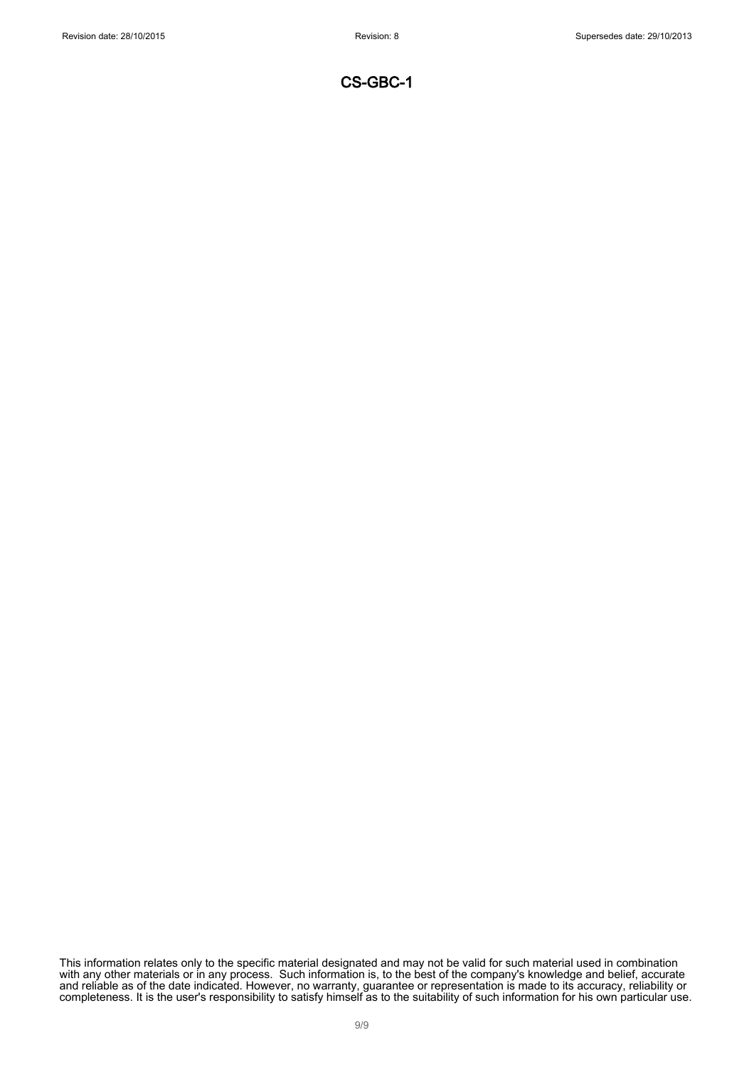This information relates only to the specific material designated and may not be valid for such material used in combination with any other materials or in any process. Such information is, to the best of the company's knowledge and belief, accurate and reliable as of the date indicated. However, no warranty, guarantee or representation is made to its accuracy, reliability or completeness. It is the user's responsibility to satisfy himself as to the suitability of such information for his own particular use.